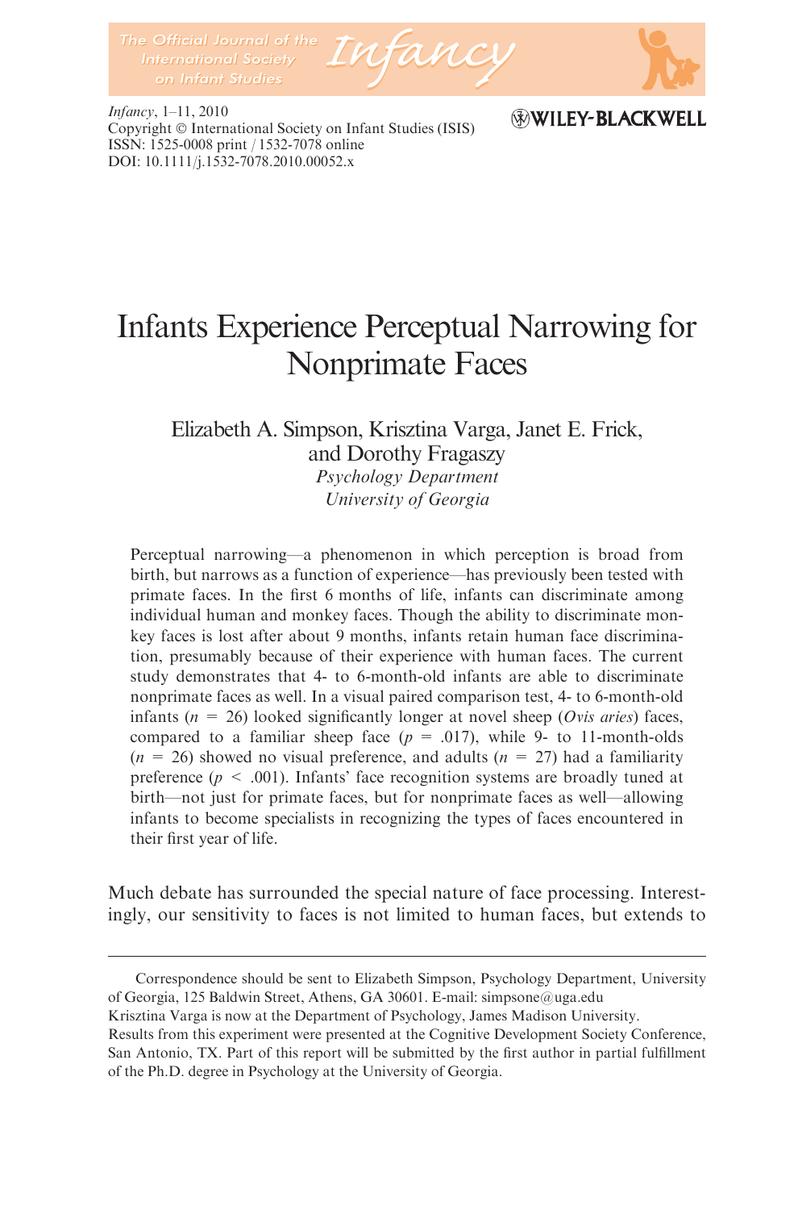# Infants Experience Perceptual Narrowing for Nonprimate Faces

Elizabeth A. Simpson, Krisztina Varga, Janet E. Frick, and Dorothy Fragaszy

*Psychology Department*
*University of Georgia*

Perceptual narrowing—a phenomenon in which perception is broad from birth, but narrows as a function of experience—has previously been tested with primate faces. In the first 6 months of life, infants can discriminate among individual human and monkey faces. Though the ability to discriminate monkey faces is lost after about 9 months, infants retain human face discrimination, presumably because of their experience with human faces. The current study demonstrates that 4- to 6-month-old infants are able to discriminate nonprimate faces as well. In a visual paired comparison test, 4- to 6-month-old infants ($n = 26$) looked significantly longer at novel sheep (*Ovis aries*) faces, compared to a familiar sheep face ($p = .017$), while 9- to 11-month-olds ($n = 26$) showed no visual preference, and adults ($n = 27$) had a familiarity preference ($p < .001$). Infants' face recognition systems are broadly tuned at birth—not just for primate faces, but for nonprimate faces as well—allowing infants to become specialists in recognizing the types of faces encountered in their first year of life.

Much debate has surrounded the special nature of face processing. Interestingly, our sensitivity to faces is not limited to human faces, but extends to

---

Correspondence should be sent to Elizabeth Simpson, Psychology Department, University of Georgia, 125 Baldwin Street, Athens, GA 30601. E-mail: simpsone@uga.edu

Krisztina Varga is now at the Department of Psychology, James Madison University.

Results from this experiment were presented at the Cognitive Development Society Conference, San Antonio, TX. Part of this report will be submitted by the first author in partial fulfillment of the Ph.D. degree in Psychology at the University of Georgia.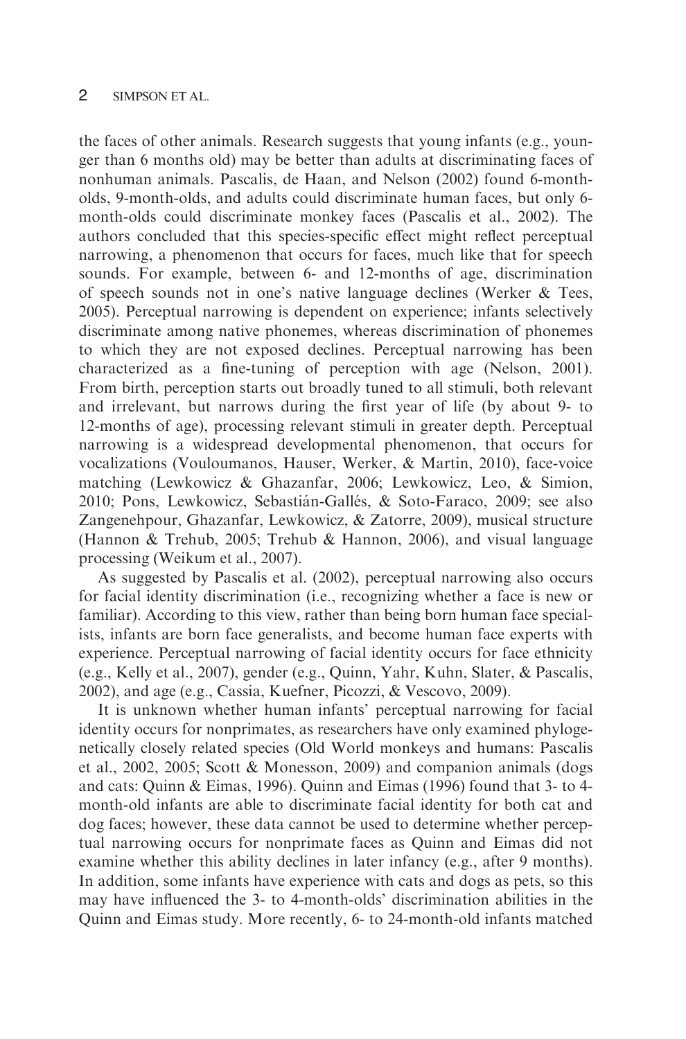the faces of other animals. Research suggests that young infants (e.g., younger than 6 months old) may be better than adults at discriminating faces of nonhuman animals. Pascalis, de Haan, and Nelson (2002) found 6-month-olds, 9-month-olds, and adults could discriminate human faces, but only 6-month-olds could discriminate monkey faces (Pascalis et al., 2002). The authors concluded that this species-specific effect might reflect perceptual narrowing, a phenomenon that occurs for faces, much like that for speech sounds. For example, between 6- and 12-months of age, discrimination of speech sounds not in one's native language declines (Werker & Tees, 2005). Perceptual narrowing is dependent on experience; infants selectively discriminate among native phonemes, whereas discrimination of phonemes to which they are not exposed declines. Perceptual narrowing has been characterized as a fine-tuning of perception with age (Nelson, 2001). From birth, perception starts out broadly tuned to all stimuli, both relevant and irrelevant, but narrows during the first year of life (by about 9- to 12-months of age), processing relevant stimuli in greater depth. Perceptual narrowing is a widespread developmental phenomenon, that occurs for vocalizations (Vouloumanos, Hauser, Werker, & Martin, 2010), face-voice matching (Lewkowicz & Ghazanfar, 2006; Lewkowicz, Leo, & Simion, 2010; Pons, Lewkowicz, Sebastián-Gallés, & Soto-Faraco, 2009; see also Zangenehpour, Ghazanfar, Lewkowicz, & Zatorre, 2009), musical structure (Hannon & Trehub, 2005; Trehub & Hannon, 2006), and visual language processing (Weikum et al., 2007).

As suggested by Pascalis et al. (2002), perceptual narrowing also occurs for facial identity discrimination (i.e., recognizing whether a face is new or familiar). According to this view, rather than being born human face specialists, infants are born face generalists, and become human face experts with experience. Perceptual narrowing of facial identity occurs for face ethnicity (e.g., Kelly et al., 2007), gender (e.g., Quinn, Yahr, Kuhn, Slater, & Pascalis, 2002), and age (e.g., Cassia, Kuefner, Picozzi, & Vescovo, 2009).

It is unknown whether human infants' perceptual narrowing for facial identity occurs for nonprimates, as researchers have only examined phylogenetically closely related species (Old World monkeys and humans: Pascalis et al., 2002, 2005; Scott & Monesson, 2009) and companion animals (dogs and cats: Quinn & Eimas, 1996). Quinn and Eimas (1996) found that 3- to 4-month-old infants are able to discriminate facial identity for both cat and dog faces; however, these data cannot be used to determine whether perceptual narrowing occurs for nonprimate faces as Quinn and Eimas did not examine whether this ability declines in later infancy (e.g., after 9 months). In addition, some infants have experience with cats and dogs as pets, so this may have influenced the 3- to 4-month-olds' discrimination abilities in the Quinn and Eimas study. More recently, 6- to 24-month-old infants matched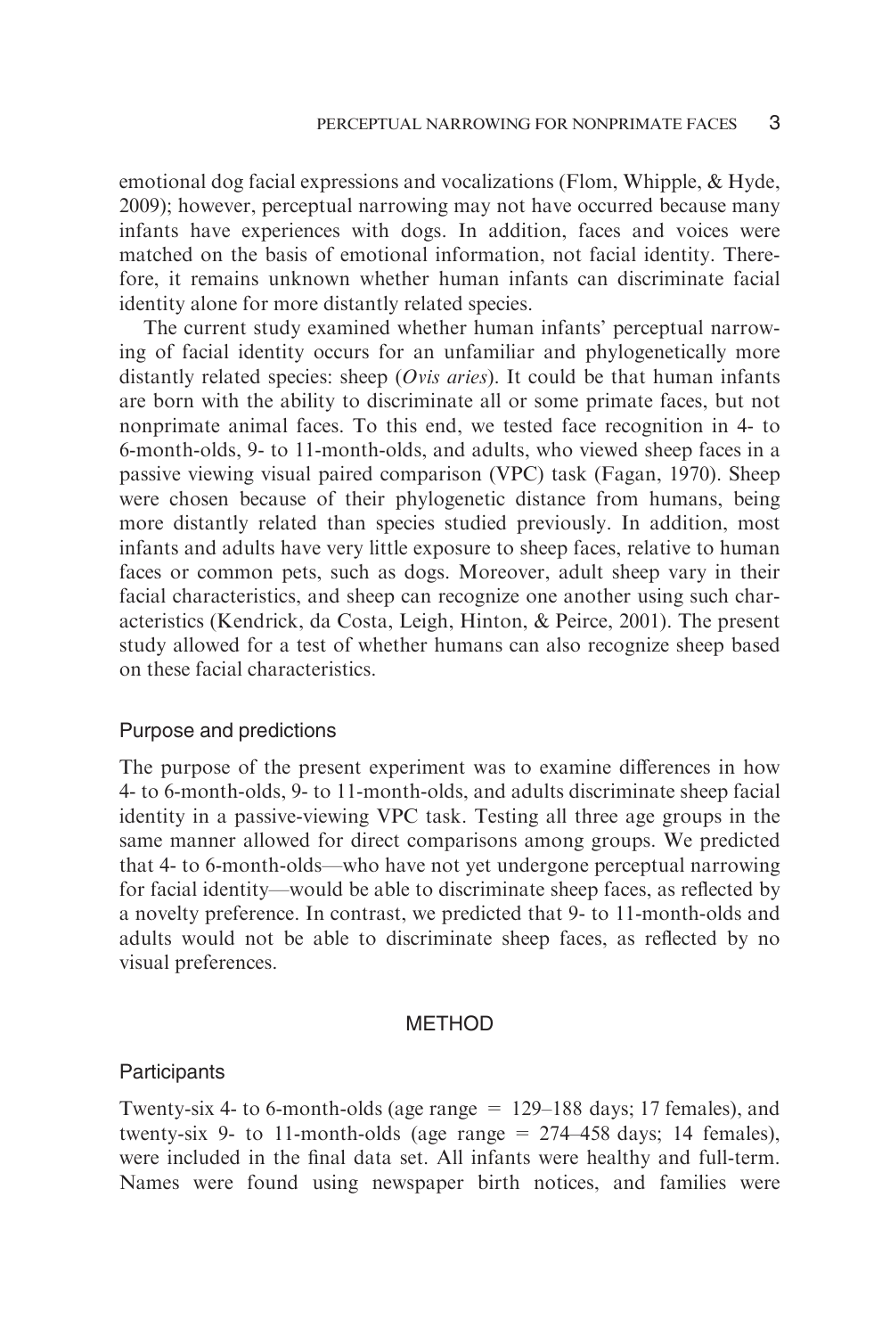emotional dog facial expressions and vocalizations (Flom, Whipple, & Hyde, 2009); however, perceptual narrowing may not have occurred because many infants have experiences with dogs. In addition, faces and voices were matched on the basis of emotional information, not facial identity. Therefore, it remains unknown whether human infants can discriminate facial identity alone for more distantly related species.

The current study examined whether human infants' perceptual narrowing of facial identity occurs for an unfamiliar and phylogenetically more distantly related species: sheep (*Ovis aries*). It could be that human infants are born with the ability to discriminate all or some primate faces, but not nonprimate animal faces. To this end, we tested face recognition in 4- to 6-month-olds, 9- to 11-month-olds, and adults, who viewed sheep faces in a passive viewing visual paired comparison (VPC) task (Fagan, 1970). Sheep were chosen because of their phylogenetic distance from humans, being more distantly related than species studied previously. In addition, most infants and adults have very little exposure to sheep faces, relative to human faces or common pets, such as dogs. Moreover, adult sheep vary in their facial characteristics, and sheep can recognize one another using such characteristics (Kendrick, da Costa, Leigh, Hinton, & Peirce, 2001). The present study allowed for a test of whether humans can also recognize sheep based on these facial characteristics.

### Purpose and predictions

The purpose of the present experiment was to examine differences in how 4- to 6-month-olds, 9- to 11-month-olds, and adults discriminate sheep facial identity in a passive-viewing VPC task. Testing all three age groups in the same manner allowed for direct comparisons among groups. We predicted that 4- to 6-month-olds—who have not yet undergone perceptual narrowing for facial identity—would be able to discriminate sheep faces, as reflected by a novelty preference. In contrast, we predicted that 9- to 11-month-olds and adults would not be able to discriminate sheep faces, as reflected by no visual preferences.

## METHOD

### Participants

Twenty-six 4- to 6-month-olds (age range = 129–188 days; 17 females), and twenty-six 9- to 11-month-olds (age range = 274–458 days; 14 females), were included in the final data set. All infants were healthy and full-term. Names were found using newspaper birth notices, and families were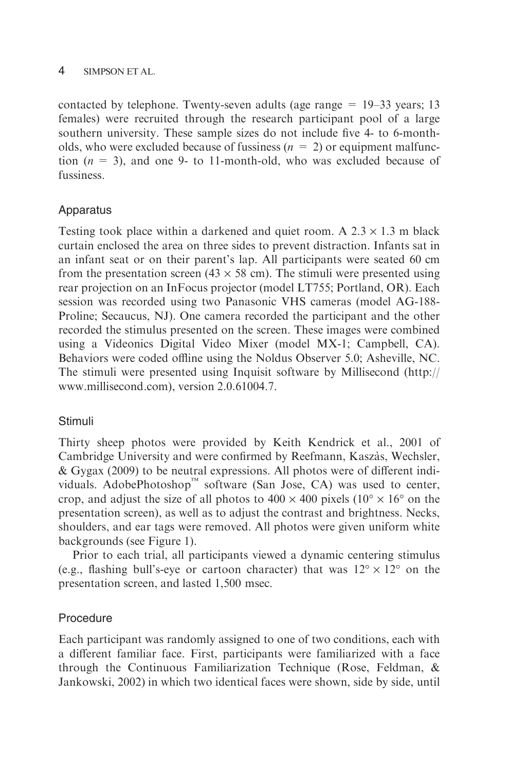contacted by telephone. Twenty-seven adults (age range = 19–33 years; 13 females) were recruited through the research participant pool of a large southern university. These sample sizes do not include five 4- to 6-month-olds, who were excluded because of fussiness ($n = 2$) or equipment malfunction ($n = 3$), and one 9- to 11-month-old, who was excluded because of fussiness.

### Apparatus

Testing took place within a darkened and quiet room. A $2.3 \times 1.3$ m black curtain enclosed the area on three sides to prevent distraction. Infants sat in an infant seat or on their parent's lap. All participants were seated 60 cm from the presentation screen ($43 \times 58$ cm). The stimuli were presented using rear projection on an InFocus projector (model LT755; Portland, OR). Each session was recorded using two Panasonic VHS cameras (model AG-188-Proline; Secaucus, NJ). One camera recorded the participant and the other recorded the stimulus presented on the screen. These images were combined using a Videonics Digital Video Mixer (model MX-1; Campbell, CA). Behaviors were coded offline using the Noldus Observer 5.0; Asheville, NC. The stimuli were presented using Inquisit software by Millisecond (http://www.millisecond.com), version 2.0.61004.7.

### Stimuli

Thirty sheep photos were provided by Keith Kendrick et al., 2001 of Cambridge University and were confirmed by Reefmann, Kaszàs, Wechsler, & Gygax (2009) to be neutral expressions. All photos were of different individuals. AdobePhotoshop™ software (San Jose, CA) was used to center, crop, and adjust the size of all photos to $400 \times 400$ pixels ($10° \times 16°$ on the presentation screen), as well as to adjust the contrast and brightness. Necks, shoulders, and ear tags were removed. All photos were given uniform white backgrounds (see Figure 1).

Prior to each trial, all participants viewed a dynamic centering stimulus (e.g., flashing bull's-eye or cartoon character) that was $12° \times 12°$ on the presentation screen, and lasted 1,500 msec.

### Procedure

Each participant was randomly assigned to one of two conditions, each with a different familiar face. First, participants were familiarized with a face through the Continuous Familiarization Technique (Rose, Feldman, & Jankowski, 2002) in which two identical faces were shown, side by side, until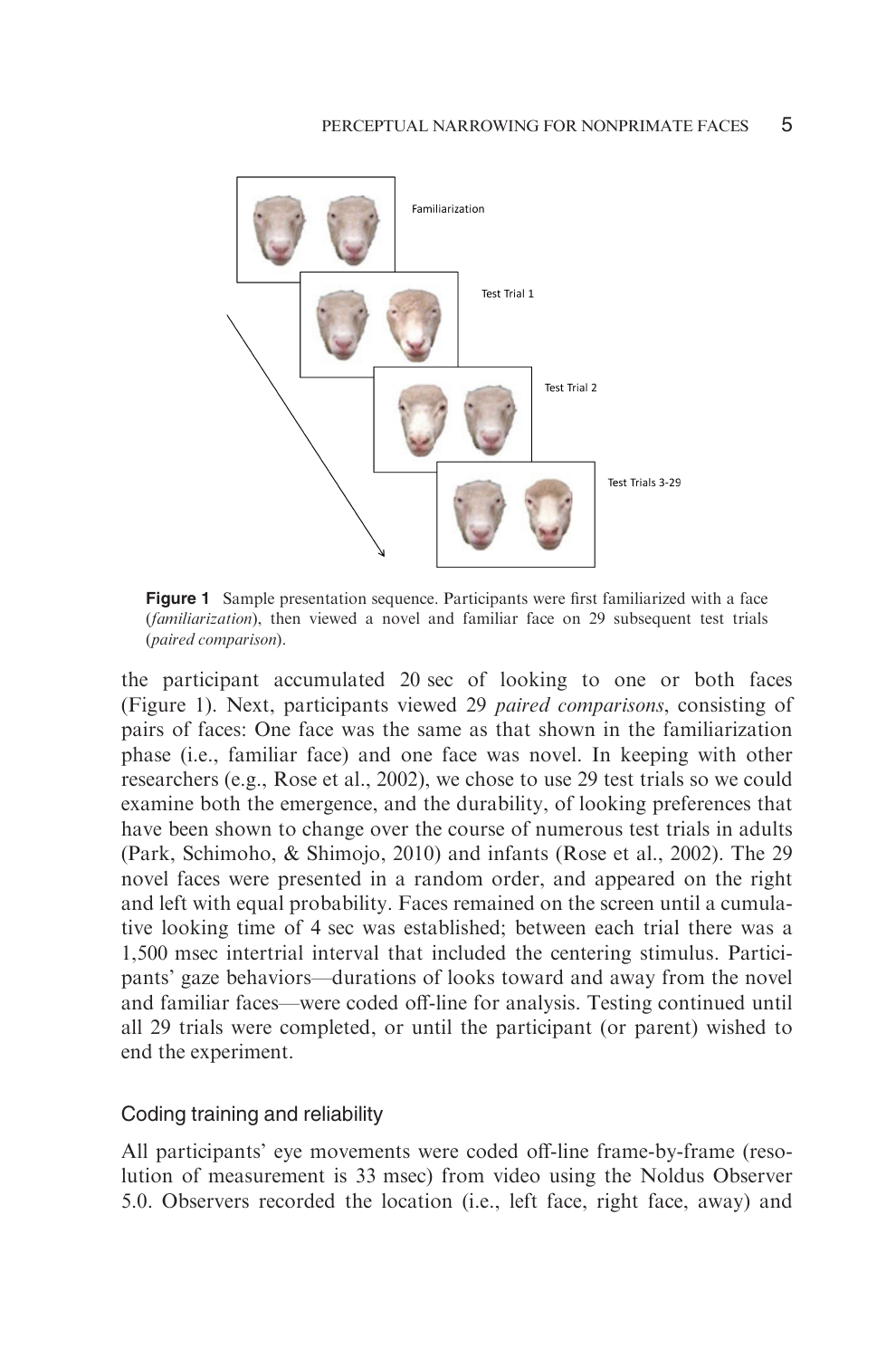**Figure 1** Sample presentation sequence. Participants were first familiarized with a face (*familiarization*), then viewed a novel and familiar face on 29 subsequent test trials (*paired comparison*).

the participant accumulated 20 sec of looking to one or both faces (Figure 1). Next, participants viewed 29 *paired comparisons*, consisting of pairs of faces: One face was the same as that shown in the familiarization phase (i.e., familiar face) and one face was novel. In keeping with other researchers (e.g., Rose et al., 2002), we chose to use 29 test trials so we could examine both the emergence, and the durability, of looking preferences that have been shown to change over the course of numerous test trials in adults (Park, Schimoho, & Shimojo, 2010) and infants (Rose et al., 2002). The 29 novel faces were presented in a random order, and appeared on the right and left with equal probability. Faces remained on the screen until a cumulative looking time of 4 sec was established; between each trial there was a 1,500 msec intertrial interval that included the centering stimulus. Participants' gaze behaviors—durations of looks toward and away from the novel and familiar faces—were coded off-line for analysis. Testing continued until all 29 trials were completed, or until the participant (or parent) wished to end the experiment.

### Coding training and reliability

All participants' eye movements were coded off-line frame-by-frame (resolution of measurement is 33 msec) from video using the Noldus Observer 5.0. Observers recorded the location (i.e., left face, right face, away) and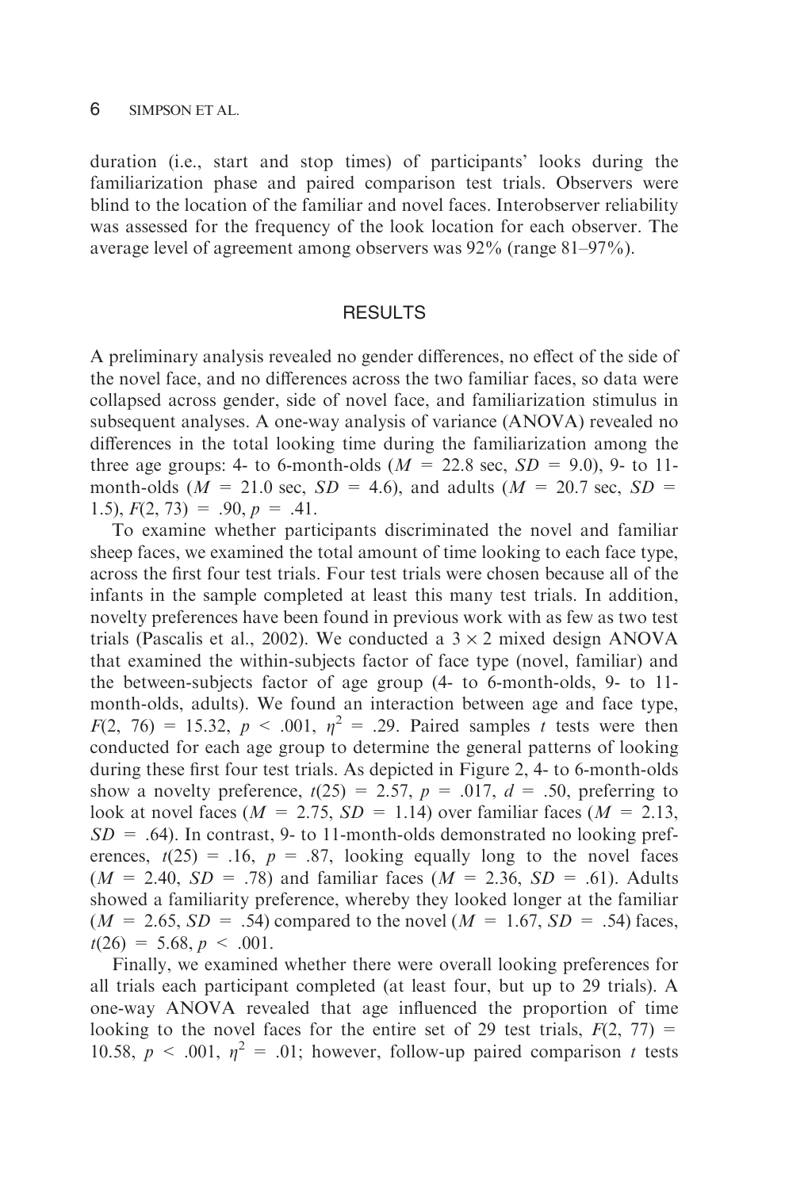duration (i.e., start and stop times) of participants' looks during the familiarization phase and paired comparison test trials. Observers were blind to the location of the familiar and novel faces. Interobserver reliability was assessed for the frequency of the look location for each observer. The average level of agreement among observers was 92% (range 81–97%).

## RESULTS

A preliminary analysis revealed no gender differences, no effect of the side of the novel face, and no differences across the two familiar faces, so data were collapsed across gender, side of novel face, and familiarization stimulus in subsequent analyses. A one-way analysis of variance (ANOVA) revealed no differences in the total looking time during the familiarization among the three age groups: 4- to 6-month-olds ($M$ = 22.8 sec, $SD$ = 9.0), 9- to 11-month-olds ($M$ = 21.0 sec, $SD$ = 4.6), and adults ($M$ = 20.7 sec, $SD$ = 1.5), $F(2, 73) = .90$, $p = .41$.

To examine whether participants discriminated the novel and familiar sheep faces, we examined the total amount of time looking to each face type, across the first four test trials. Four test trials were chosen because all of the infants in the sample completed at least this many test trials. In addition, novelty preferences have been found in previous work with as few as two test trials (Pascalis et al., 2002). We conducted a $3 \times 2$ mixed design ANOVA that examined the within-subjects factor of face type (novel, familiar) and the between-subjects factor of age group (4- to 6-month-olds, 9- to 11-month-olds, adults). We found an interaction between age and face type, $F(2, 76) = 15.32$, $p < .001$, $\eta^2 = .29$. Paired samples $t$ tests were then conducted for each age group to determine the general patterns of looking during these first four test trials. As depicted in Figure 2, 4- to 6-month-olds show a novelty preference, $t(25) = 2.57$, $p = .017$, $d = .50$, preferring to look at novel faces ($M$ = 2.75, $SD$ = 1.14) over familiar faces ($M$ = 2.13, $SD$ = .64). In contrast, 9- to 11-month-olds demonstrated no looking preferences, $t(25) = .16$, $p = .87$, looking equally long to the novel faces ($M$ = 2.40, $SD$ = .78) and familiar faces ($M$ = 2.36, $SD$ = .61). Adults showed a familiarity preference, whereby they looked longer at the familiar ($M$ = 2.65, $SD$ = .54) compared to the novel ($M$ = 1.67, $SD$ = .54) faces, $t(26) = 5.68$, $p < .001$.

Finally, we examined whether there were overall looking preferences for all trials each participant completed (at least four, but up to 29 trials). A one-way ANOVA revealed that age influenced the proportion of time looking to the novel faces for the entire set of 29 test trials, $F(2, 77) = 10.58$, $p < .001$, $\eta^2 = .01$; however, follow-up paired comparison $t$ tests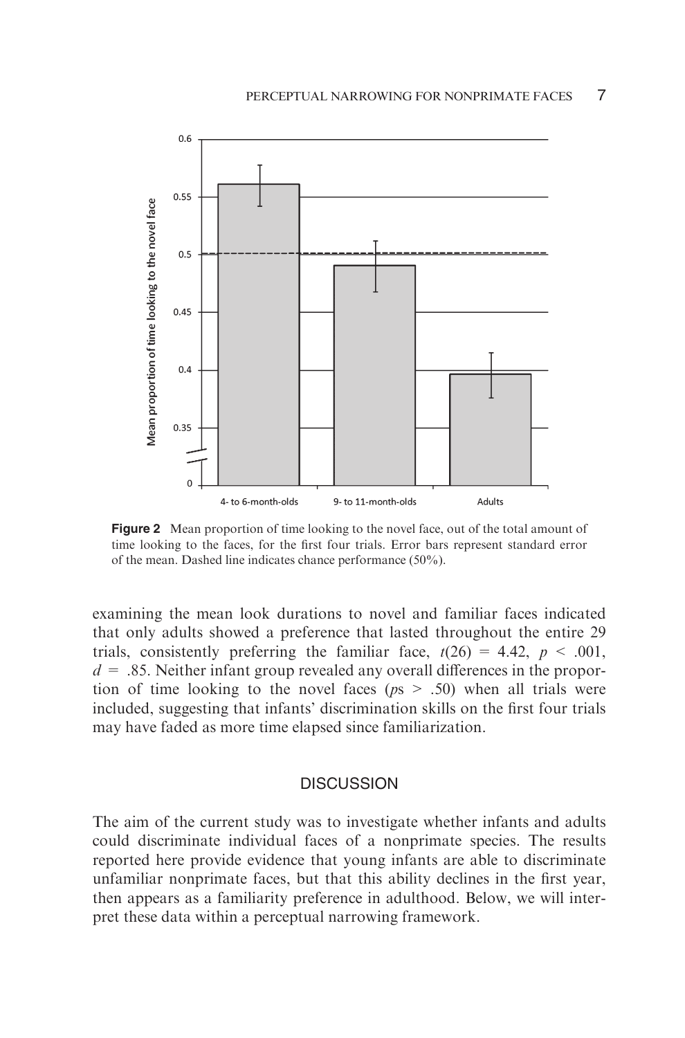**Figure 2** Mean proportion of time looking to the novel face, out of the total amount of time looking to the faces, for the first four trials. Error bars represent standard error of the mean. Dashed line indicates chance performance (50%).

examining the mean look durations to novel and familiar faces indicated that only adults showed a preference that lasted throughout the entire 29 trials, consistently preferring the familiar face, $t(26) = 4.42$, $p < .001$, $d = .85$. Neither infant group revealed any overall differences in the proportion of time looking to the novel faces ($p$s $> .50$) when all trials were included, suggesting that infants' discrimination skills on the first four trials may have faded as more time elapsed since familiarization.

## DISCUSSION

The aim of the current study was to investigate whether infants and adults could discriminate individual faces of a nonprimate species. The results reported here provide evidence that young infants are able to discriminate unfamiliar nonprimate faces, but that this ability declines in the first year, then appears as a familiarity preference in adulthood. Below, we will interpret these data within a perceptual narrowing framework.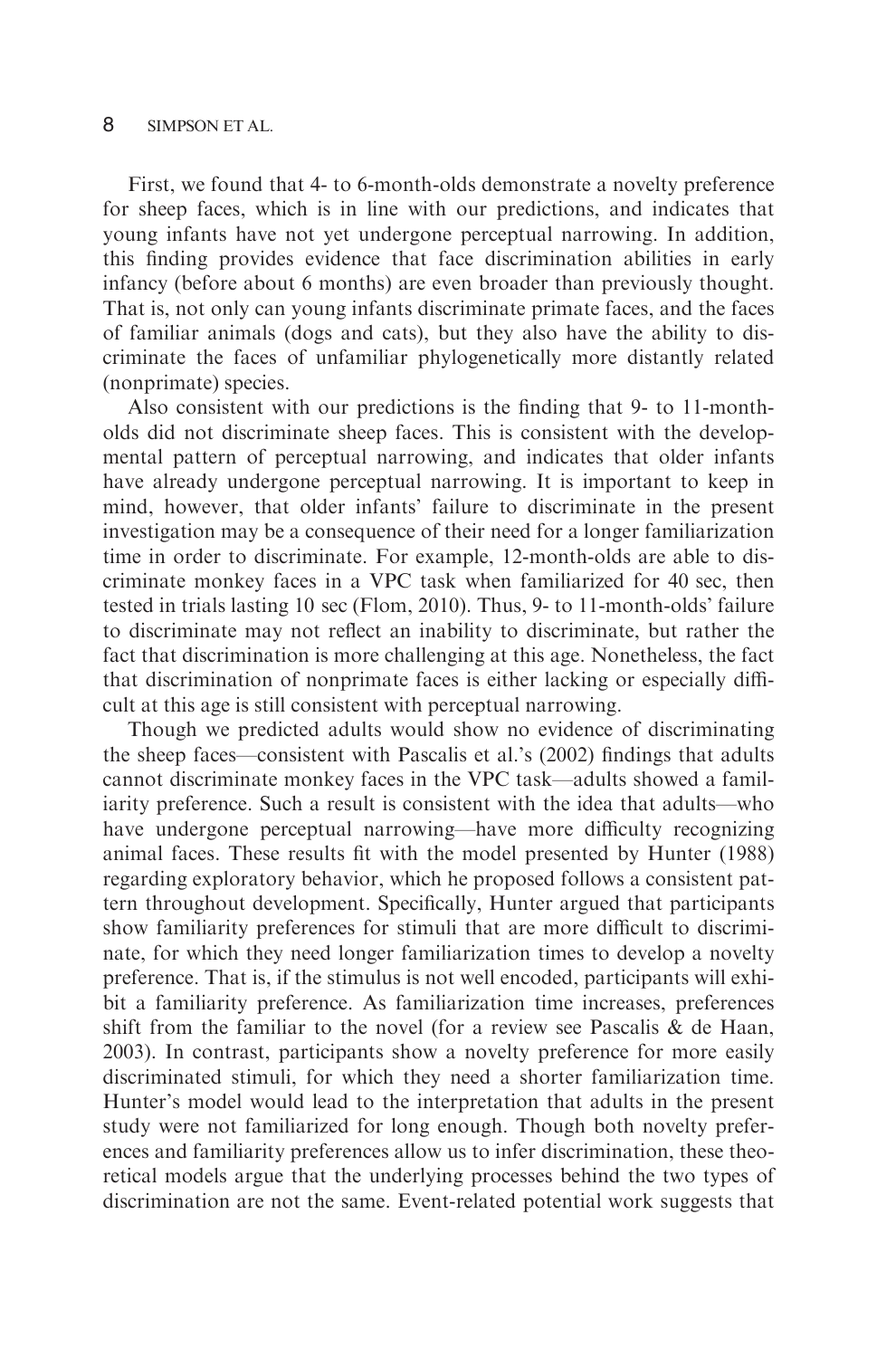First, we found that 4- to 6-month-olds demonstrate a novelty preference for sheep faces, which is in line with our predictions, and indicates that young infants have not yet undergone perceptual narrowing. In addition, this finding provides evidence that face discrimination abilities in early infancy (before about 6 months) are even broader than previously thought. That is, not only can young infants discriminate primate faces, and the faces of familiar animals (dogs and cats), but they also have the ability to discriminate the faces of unfamiliar phylogenetically more distantly related (nonprimate) species.

Also consistent with our predictions is the finding that 9- to 11-month-olds did not discriminate sheep faces. This is consistent with the developmental pattern of perceptual narrowing, and indicates that older infants have already undergone perceptual narrowing. It is important to keep in mind, however, that older infants' failure to discriminate in the present investigation may be a consequence of their need for a longer familiarization time in order to discriminate. For example, 12-month-olds are able to discriminate monkey faces in a VPC task when familiarized for 40 sec, then tested in trials lasting 10 sec (Flom, 2010). Thus, 9- to 11-month-olds' failure to discriminate may not reflect an inability to discriminate, but rather the fact that discrimination is more challenging at this age. Nonetheless, the fact that discrimination of nonprimate faces is either lacking or especially difficult at this age is still consistent with perceptual narrowing.

Though we predicted adults would show no evidence of discriminating the sheep faces—consistent with Pascalis et al.'s (2002) findings that adults cannot discriminate monkey faces in the VPC task—adults showed a familiarity preference. Such a result is consistent with the idea that adults—who have undergone perceptual narrowing—have more difficulty recognizing animal faces. These results fit with the model presented by Hunter (1988) regarding exploratory behavior, which he proposed follows a consistent pattern throughout development. Specifically, Hunter argued that participants show familiarity preferences for stimuli that are more difficult to discriminate, for which they need longer familiarization times to develop a novelty preference. That is, if the stimulus is not well encoded, participants will exhibit a familiarity preference. As familiarization time increases, preferences shift from the familiar to the novel (for a review see Pascalis & de Haan, 2003). In contrast, participants show a novelty preference for more easily discriminated stimuli, for which they need a shorter familiarization time. Hunter's model would lead to the interpretation that adults in the present study were not familiarized for long enough. Though both novelty preferences and familiarity preferences allow us to infer discrimination, these theoretical models argue that the underlying processes behind the two types of discrimination are not the same. Event-related potential work suggests that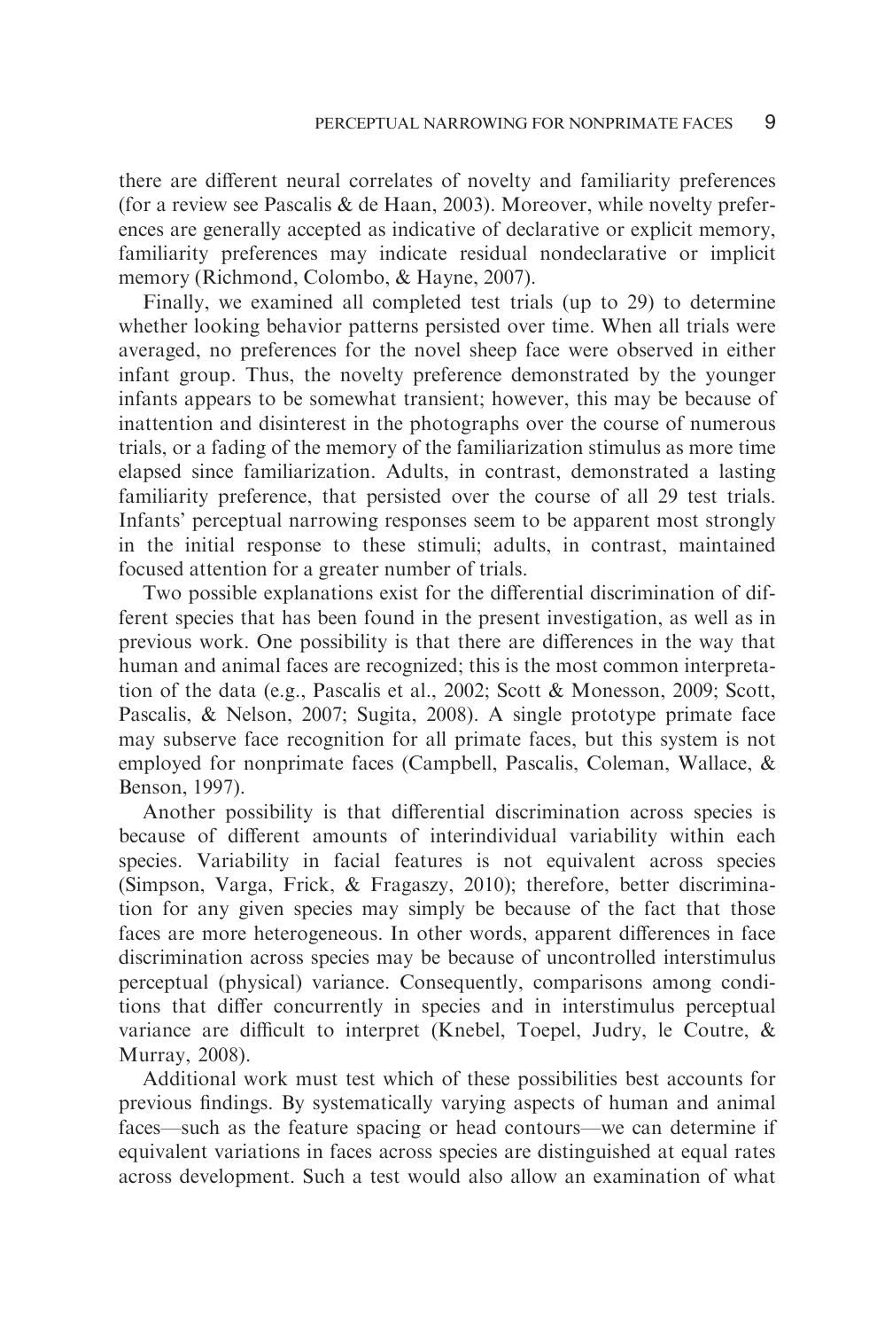there are different neural correlates of novelty and familiarity preferences (for a review see Pascalis & de Haan, 2003). Moreover, while novelty preferences are generally accepted as indicative of declarative or explicit memory, familiarity preferences may indicate residual nondeclarative or implicit memory (Richmond, Colombo, & Hayne, 2007).

Finally, we examined all completed test trials (up to 29) to determine whether looking behavior patterns persisted over time. When all trials were averaged, no preferences for the novel sheep face were observed in either infant group. Thus, the novelty preference demonstrated by the younger infants appears to be somewhat transient; however, this may be because of inattention and disinterest in the photographs over the course of numerous trials, or a fading of the memory of the familiarization stimulus as more time elapsed since familiarization. Adults, in contrast, demonstrated a lasting familiarity preference, that persisted over the course of all 29 test trials. Infants' perceptual narrowing responses seem to be apparent most strongly in the initial response to these stimuli; adults, in contrast, maintained focused attention for a greater number of trials.

Two possible explanations exist for the differential discrimination of different species that has been found in the present investigation, as well as in previous work. One possibility is that there are differences in the way that human and animal faces are recognized; this is the most common interpretation of the data (e.g., Pascalis et al., 2002; Scott & Monesson, 2009; Scott, Pascalis, & Nelson, 2007; Sugita, 2008). A single prototype primate face may subserve face recognition for all primate faces, but this system is not employed for nonprimate faces (Campbell, Pascalis, Coleman, Wallace, & Benson, 1997).

Another possibility is that differential discrimination across species is because of different amounts of interindividual variability within each species. Variability in facial features is not equivalent across species (Simpson, Varga, Frick, & Fragaszy, 2010); therefore, better discrimination for any given species may simply be because of the fact that those faces are more heterogeneous. In other words, apparent differences in face discrimination across species may be because of uncontrolled interstimulus perceptual (physical) variance. Consequently, comparisons among conditions that differ concurrently in species and in interstimulus perceptual variance are difficult to interpret (Knebel, Toepel, Judry, le Coutre, & Murray, 2008).

Additional work must test which of these possibilities best accounts for previous findings. By systematically varying aspects of human and animal faces—such as the feature spacing or head contours—we can determine if equivalent variations in faces across species are distinguished at equal rates across development. Such a test would also allow an examination of what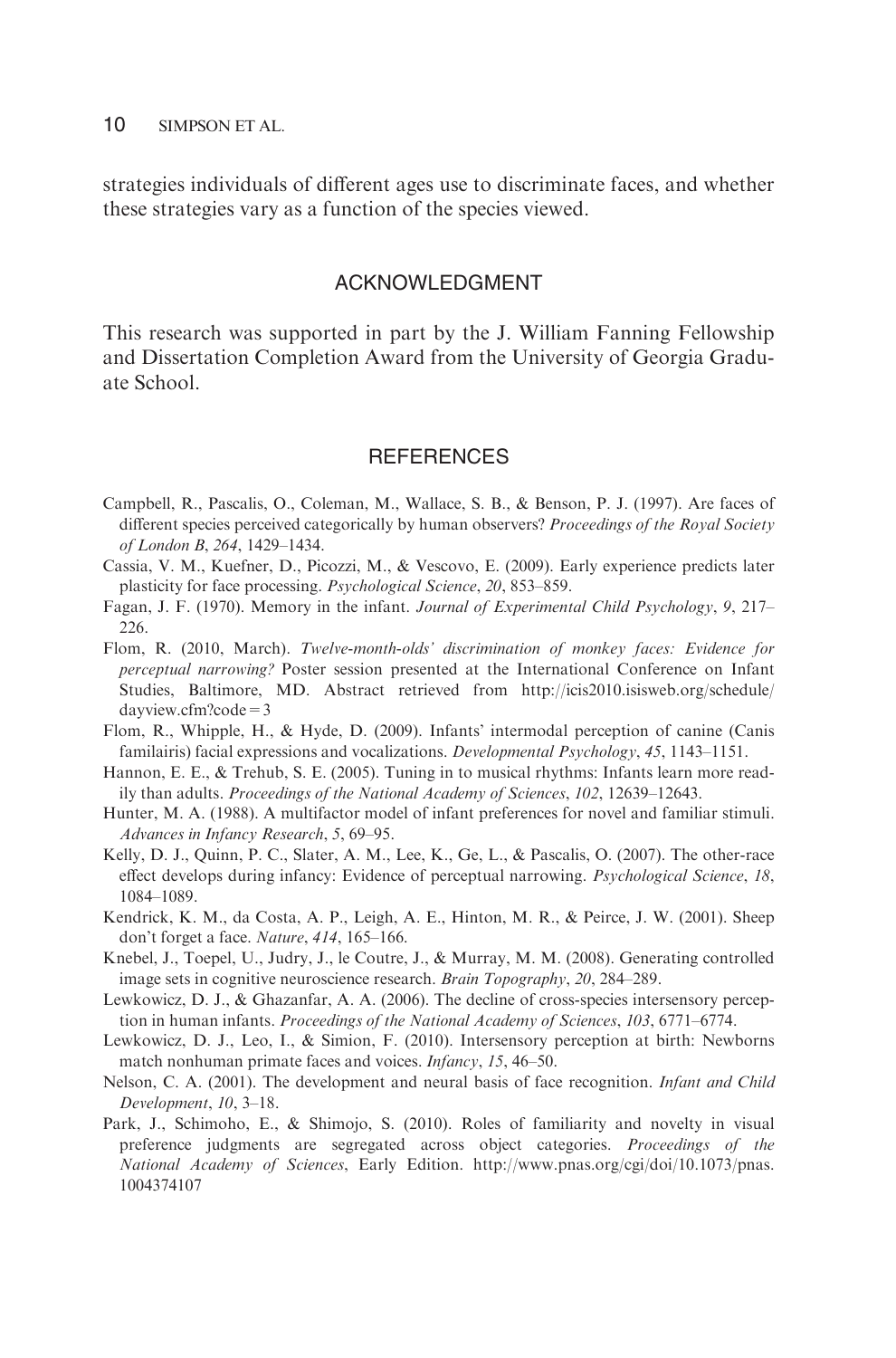strategies individuals of different ages use to discriminate faces, and whether these strategies vary as a function of the species viewed.

## ACKNOWLEDGMENT

This research was supported in part by the J. William Fanning Fellowship and Dissertation Completion Award from the University of Georgia Graduate School.

## REFERENCES

Campbell, R., Pascalis, O., Coleman, M., Wallace, S. B., & Benson, P. J. (1997). Are faces of different species perceived categorically by human observers? *Proceedings of the Royal Society of London B*, *264*, 1429–1434.

Cassia, V. M., Kuefner, D., Picozzi, M., & Vescovo, E. (2009). Early experience predicts later plasticity for face processing. *Psychological Science*, *20*, 853–859.

Fagan, J. F. (1970). Memory in the infant. *Journal of Experimental Child Psychology*, *9*, 217–226.

Flom, R. (2010, March). *Twelve-month-olds' discrimination of monkey faces: Evidence for perceptual narrowing?* Poster session presented at the International Conference on Infant Studies, Baltimore, MD. Abstract retrieved from http://icis2010.isisweb.org/schedule/dayview.cfm?code = 3

Flom, R., Whipple, H., & Hyde, D. (2009). Infants' intermodal perception of canine (Canis familairis) facial expressions and vocalizations. *Developmental Psychology*, *45*, 1143–1151.

Hannon, E. E., & Trehub, S. E. (2005). Tuning in to musical rhythms: Infants learn more readily than adults. *Proceedings of the National Academy of Sciences*, *102*, 12639–12643.

Hunter, M. A. (1988). A multifactor model of infant preferences for novel and familiar stimuli. *Advances in Infancy Research*, *5*, 69–95.

Kelly, D. J., Quinn, P. C., Slater, A. M., Lee, K., Ge, L., & Pascalis, O. (2007). The other-race effect develops during infancy: Evidence of perceptual narrowing. *Psychological Science*, *18*, 1084–1089.

Kendrick, K. M., da Costa, A. P., Leigh, A. E., Hinton, M. R., & Peirce, J. W. (2001). Sheep don't forget a face. *Nature*, *414*, 165–166.

Knebel, J., Toepel, U., Judry, J., le Coutre, J., & Murray, M. M. (2008). Generating controlled image sets in cognitive neuroscience research. *Brain Topography*, *20*, 284–289.

Lewkowicz, D. J., & Ghazanfar, A. A. (2006). The decline of cross-species intersensory perception in human infants. *Proceedings of the National Academy of Sciences*, *103*, 6771–6774.

Lewkowicz, D. J., Leo, I., & Simion, F. (2010). Intersensory perception at birth: Newborns match nonhuman primate faces and voices. *Infancy*, *15*, 46–50.

Nelson, C. A. (2001). The development and neural basis of face recognition. *Infant and Child Development*, *10*, 3–18.

Park, J., Schimoho, E., & Shimojo, S. (2010). Roles of familiarity and novelty in visual preference judgments are segregated across object categories. *Proceedings of the National Academy of Sciences*, Early Edition. http://www.pnas.org/cgi/doi/10.1073/pnas.1004374107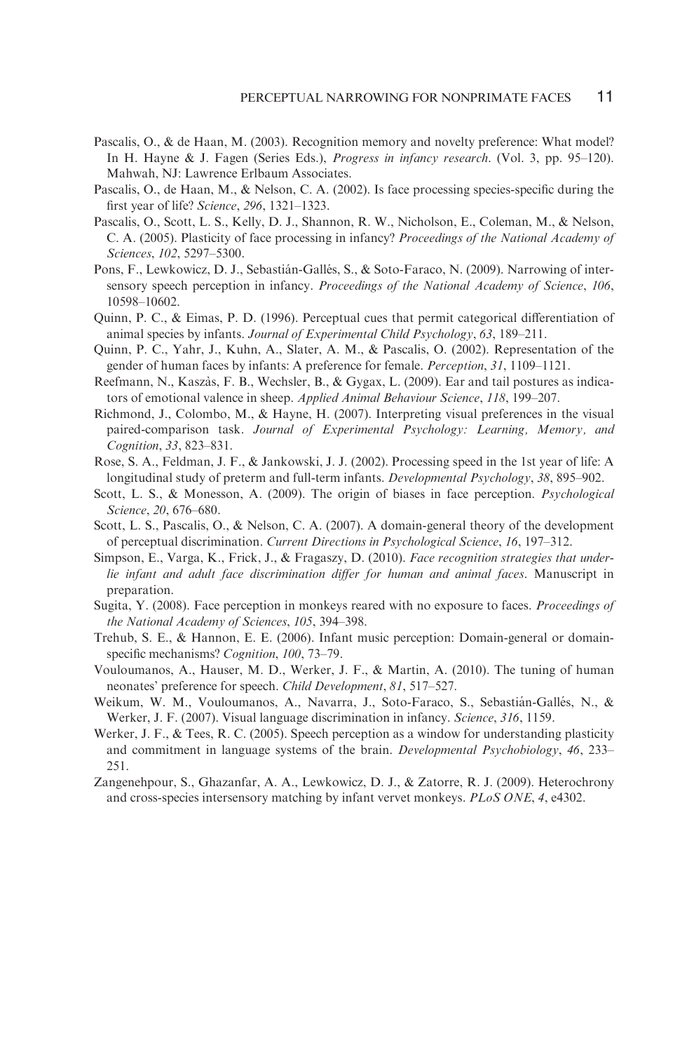Pascalis, O., & de Haan, M. (2003). Recognition memory and novelty preference: What model? In H. Hayne & J. Fagen (Series Eds.), *Progress in infancy research*. (Vol. 3, pp. 95–120). Mahwah, NJ: Lawrence Erlbaum Associates.

Pascalis, O., de Haan, M., & Nelson, C. A. (2002). Is face processing species-specific during the first year of life? *Science*, *296*, 1321–1323.

Pascalis, O., Scott, L. S., Kelly, D. J., Shannon, R. W., Nicholson, E., Coleman, M., & Nelson, C. A. (2005). Plasticity of face processing in infancy? *Proceedings of the National Academy of Sciences*, *102*, 5297–5300.

Pons, F., Lewkowicz, D. J., Sebastián-Gallés, S., & Soto-Faraco, N. (2009). Narrowing of intersensory speech perception in infancy. *Proceedings of the National Academy of Science*, *106*, 10598–10602.

Quinn, P. C., & Eimas, P. D. (1996). Perceptual cues that permit categorical differentiation of animal species by infants. *Journal of Experimental Child Psychology*, *63*, 189–211.

Quinn, P. C., Yahr, J., Kuhn, A., Slater, A. M., & Pascalis, O. (2002). Representation of the gender of human faces by infants: A preference for female. *Perception*, *31*, 1109–1121.

Reefmann, N., Kaszàs, F. B., Wechsler, B., & Gygax, L. (2009). Ear and tail postures as indicators of emotional valence in sheep. *Applied Animal Behaviour Science*, *118*, 199–207.

Richmond, J., Colombo, M., & Hayne, H. (2007). Interpreting visual preferences in the visual paired-comparison task. *Journal of Experimental Psychology: Learning, Memory, and Cognition*, *33*, 823–831.

Rose, S. A., Feldman, J. F., & Jankowski, J. J. (2002). Processing speed in the 1st year of life: A longitudinal study of preterm and full-term infants. *Developmental Psychology*, *38*, 895–902.

Scott, L. S., & Monesson, A. (2009). The origin of biases in face perception. *Psychological Science*, *20*, 676–680.

Scott, L. S., Pascalis, O., & Nelson, C. A. (2007). A domain-general theory of the development of perceptual discrimination. *Current Directions in Psychological Science*, *16*, 197–312.

Simpson, E., Varga, K., Frick, J., & Fragaszy, D. (2010). *Face recognition strategies that underlie infant and adult face discrimination differ for human and animal faces*. Manuscript in preparation.

Sugita, Y. (2008). Face perception in monkeys reared with no exposure to faces. *Proceedings of the National Academy of Sciences*, *105*, 394–398.

Trehub, S. E., & Hannon, E. E. (2006). Infant music perception: Domain-general or domain-specific mechanisms? *Cognition*, *100*, 73–79.

Vouloumanos, A., Hauser, M. D., Werker, J. F., & Martin, A. (2010). The tuning of human neonates' preference for speech. *Child Development*, *81*, 517–527.

Weikum, W. M., Vouloumanos, A., Navarra, J., Soto-Faraco, S., Sebastián-Gallés, N., & Werker, J. F. (2007). Visual language discrimination in infancy. *Science*, *316*, 1159.

Werker, J. F., & Tees, R. C. (2005). Speech perception as a window for understanding plasticity and commitment in language systems of the brain. *Developmental Psychobiology*, *46*, 233–251.

Zangenehpour, S., Ghazanfar, A. A., Lewkowicz, D. J., & Zatorre, R. J. (2009). Heterochrony and cross-species intersensory matching by infant vervet monkeys. *PLoS ONE*, *4*, e4302.